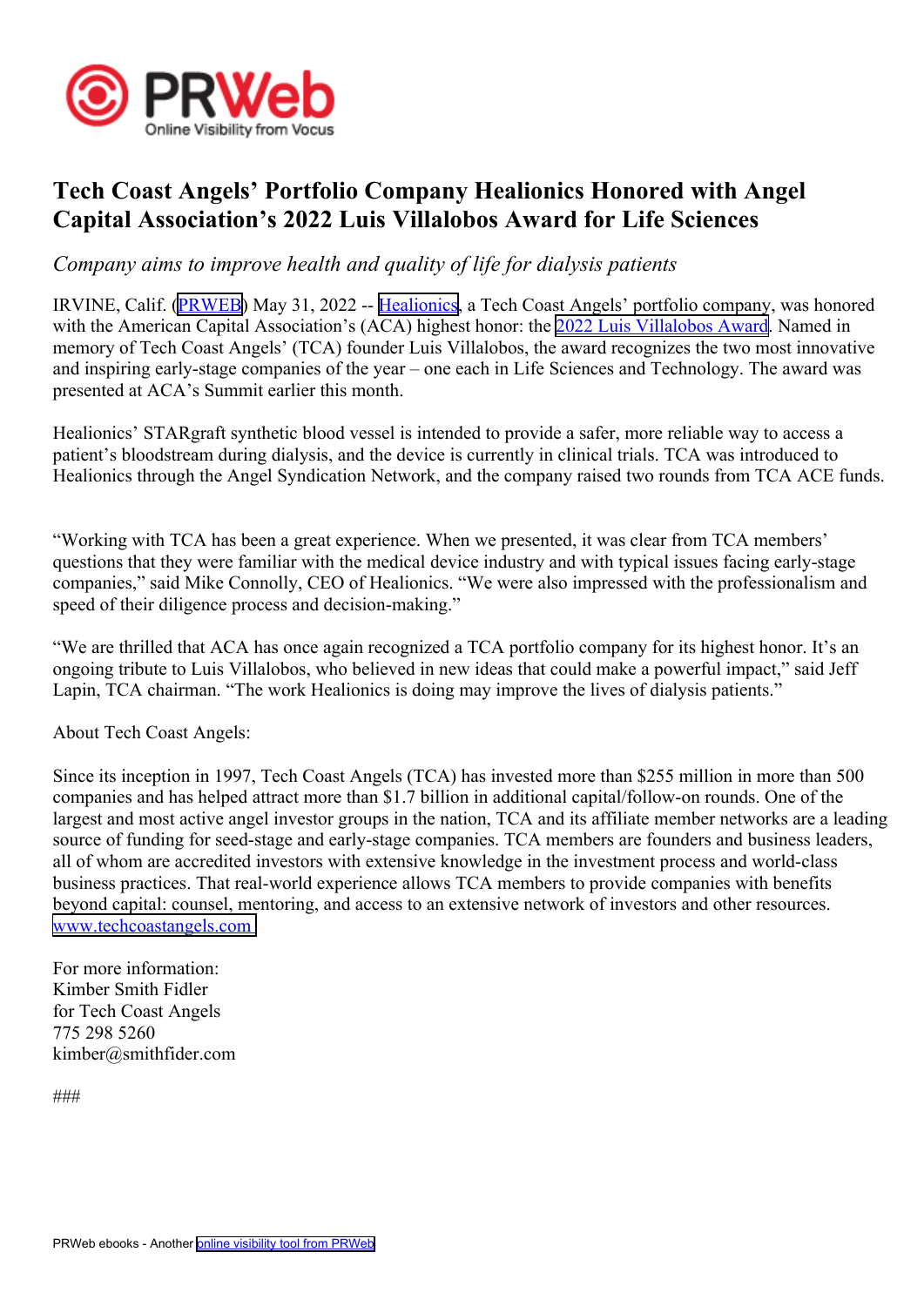# Tech Coast Angels' Portfolio Company Healionics Honored with Angel Capital Association's 2022 Luis Villalobos Award for Life Sciences

*Company aims to improve health and quality of life for dialysis patients*

IRVINE, Calif. (PRWEB) May 31, 2022 -- Healionics, a Tech Coast Angels' portfolio company, was honored with the American Capital Association's (ACA) highest honor: the 2022 Luis Villalobos Award. Named in memory of Tech Coast Angels' (TCA) founder Luis Villalobos, the award recognizes the two most innovative and inspiring early-stage companies of the year – one each in Life Sciences and Technology. The award was presented at ACA's Summit earlier this month.

Healionics' STARgraft synthetic blood vessel is intended to provide a safer, more reliable way to access a patient's bloodstream during dialysis, and the device is currently in clinical trials. TCA was introduced to Healionics through the Angel Syndication Network, and the company raised two rounds from TCA ACE funds.

"Working with TCA has been a great experience. When we presented, it was clear from TCA members' questions that they were familiar with the medical device industry and with typical issues facing early-stage companies," said Mike Connolly, CEO of Healionics. "We were also impressed with the professionalism and speed of their diligence process and decision-making."

"We are thrilled that ACA has once again recognized a TCA portfolio company for its highest honor. It's an ongoing tribute to Luis Villalobos, who believed in new ideas that could make a powerful impact," said Jeff Lapin, TCA chairman. "The work Healionics is doing may improve the lives of dialysis patients."

About Tech Coast Angels:

Since its inception in 1997, Tech Coast Angels (TCA) has invested more than $255 million in more than 500 companies and has helped attract more than $1.7 billion in additional capital/follow-on rounds. One of the largest and most active angel investor groups in the nation, TCA and its affiliate member networks are a leading source of funding for seed-stage and early-stage companies. TCA members are founders and business leaders, all of whom are accredited investors with extensive knowledge in the investment process and world-class business practices. That real-world experience allows TCA members to provide companies with benefits beyond capital: counsel, mentoring, and access to an extensive network of investors and other resources. www.techcoastangels.com

For more information:
Kimber Smith Fidler
for Tech Coast Angels
775 298 5260
kimber@smithfider.com

###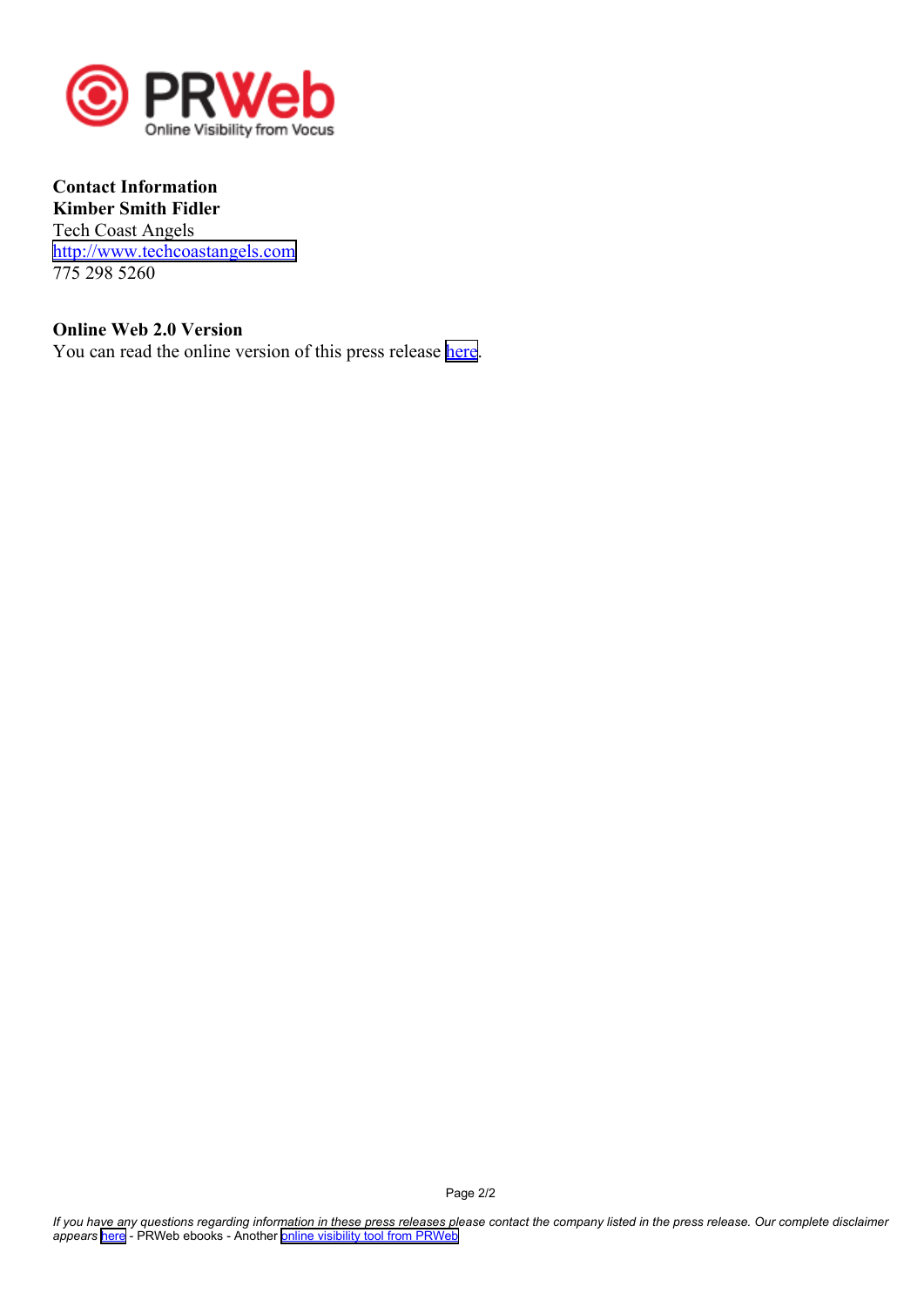**Contact Information**
**Kimber Smith Fidler**
Tech Coast Angels
http://www.techcoastangels.com
775 298 5260

**Online Web 2.0 Version**
You can read the online version of this press release here.

*If you have any questions regarding information in these press releases please contact the company listed in the press release. Our complete disclaimer appears here* - PRWeb ebooks - Another online visibility tool from PRWeb